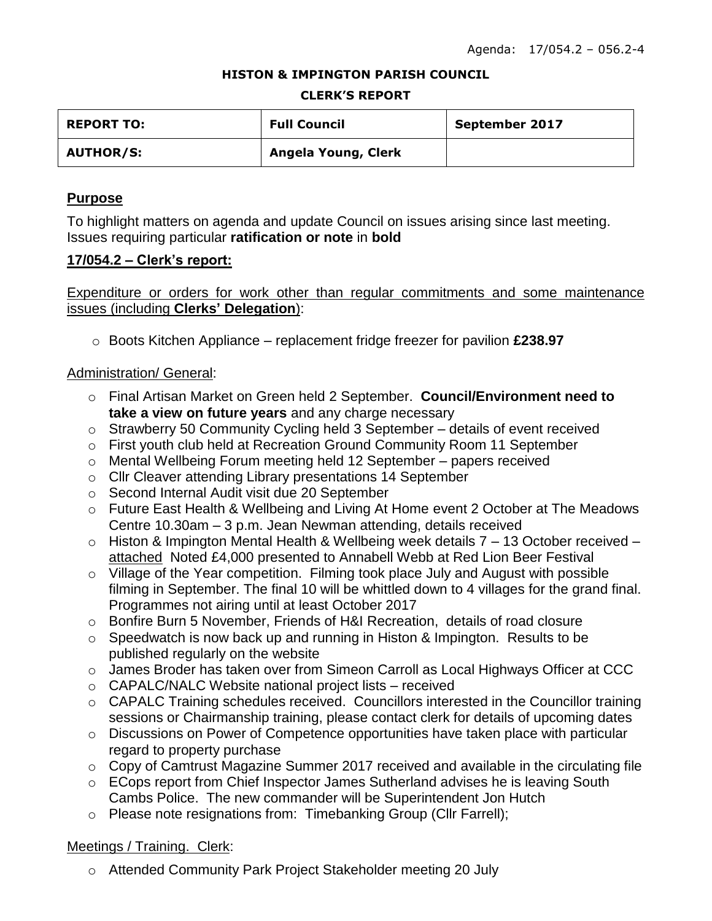Agenda: 17/054.2 – 056.2-4

**HISTON & IMPINGTON PARISH COUNCIL**

**CLERK'S REPORT**

| **REPORT TO:** | **Full Council** | **September 2017** |
| --- | --- | --- |
| **AUTHOR/S:** | **Angela Young, Clerk** | |

## Purpose

To highlight matters on agenda and update Council on issues arising since last meeting. Issues requiring particular **ratification or note** in **bold**

## 17/054.2 – Clerk's report:

Expenditure or orders for work other than regular commitments and some maintenance issues (including **Clerks' Delegation**):

- Boots Kitchen Appliance – replacement fridge freezer for pavilion **£238.97**

Administration/ General:

- Final Artisan Market on Green held 2 September. **Council/Environment need to take a view on future years** and any charge necessary
- Strawberry 50 Community Cycling held 3 September – details of event received
- First youth club held at Recreation Ground Community Room 11 September
- Mental Wellbeing Forum meeting held 12 September – papers received
- Cllr Cleaver attending Library presentations 14 September
- Second Internal Audit visit due 20 September
- Future East Health & Wellbeing and Living At Home event 2 October at The Meadows Centre 10.30am – 3 p.m. Jean Newman attending, details received
- Histon & Impington Mental Health & Wellbeing week details 7 – 13 October received – attached Noted £4,000 presented to Annabell Webb at Red Lion Beer Festival
- Village of the Year competition. Filming took place July and August with possible filming in September. The final 10 will be whittled down to 4 villages for the grand final. Programmes not airing until at least October 2017
- Bonfire Burn 5 November, Friends of H&I Recreation, details of road closure
- Speedwatch is now back up and running in Histon & Impington. Results to be published regularly on the website
- James Broder has taken over from Simeon Carroll as Local Highways Officer at CCC
- CAPALC/NALC Website national project lists – received
- CAPALC Training schedules received. Councillors interested in the Councillor training sessions or Chairmanship training, please contact clerk for details of upcoming dates
- Discussions on Power of Competence opportunities have taken place with particular regard to property purchase
- Copy of Camtrust Magazine Summer 2017 received and available in the circulating file
- ECops report from Chief Inspector James Sutherland advises he is leaving South Cambs Police. The new commander will be Superintendent Jon Hutch
- Please note resignations from: Timebanking Group (Cllr Farrell);

Meetings / Training. Clerk:

- Attended Community Park Project Stakeholder meeting 20 July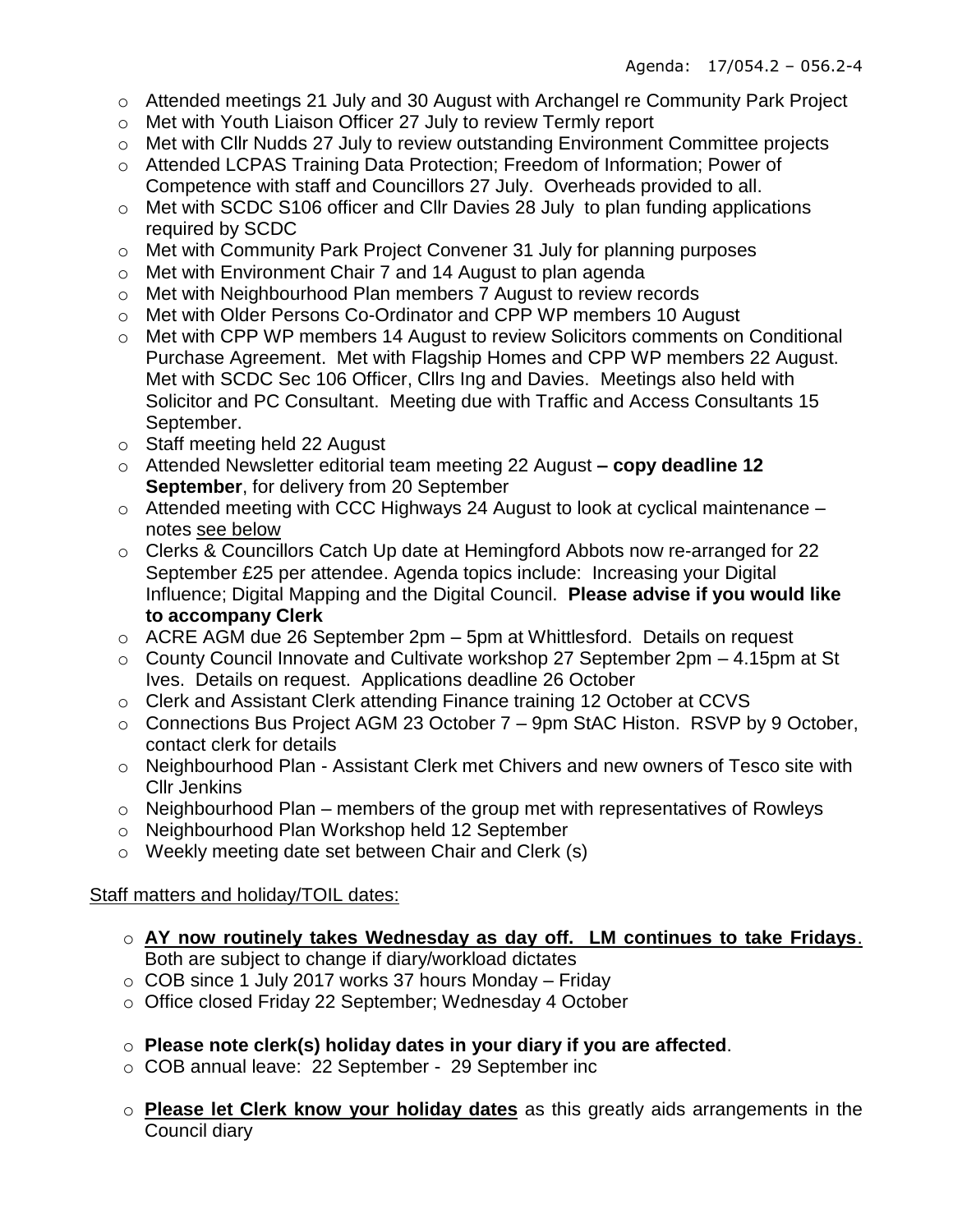- Attended meetings 21 July and 30 August with Archangel re Community Park Project
- Met with Youth Liaison Officer 27 July to review Termly report
- Met with Cllr Nudds 27 July to review outstanding Environment Committee projects
- Attended LCPAS Training Data Protection; Freedom of Information; Power of Competence with staff and Councillors 27 July. Overheads provided to all.
- Met with SCDC S106 officer and Cllr Davies 28 July to plan funding applications required by SCDC
- Met with Community Park Project Convener 31 July for planning purposes
- Met with Environment Chair 7 and 14 August to plan agenda
- Met with Neighbourhood Plan members 7 August to review records
- Met with Older Persons Co-Ordinator and CPP WP members 10 August
- Met with CPP WP members 14 August to review Solicitors comments on Conditional Purchase Agreement. Met with Flagship Homes and CPP WP members 22 August. Met with SCDC Sec 106 Officer, Cllrs Ing and Davies. Meetings also held with Solicitor and PC Consultant. Meeting due with Traffic and Access Consultants 15 September.
- Staff meeting held 22 August
- Attended Newsletter editorial team meeting 22 August **– copy deadline 12 September**, for delivery from 20 September
- Attended meeting with CCC Highways 24 August to look at cyclical maintenance – notes see below
- Clerks & Councillors Catch Up date at Hemingford Abbots now re-arranged for 22 September £25 per attendee. Agenda topics include: Increasing your Digital Influence; Digital Mapping and the Digital Council. **Please advise if you would like to accompany Clerk**
- ACRE AGM due 26 September 2pm – 5pm at Whittlesford. Details on request
- County Council Innovate and Cultivate workshop 27 September 2pm – 4.15pm at St Ives. Details on request. Applications deadline 26 October
- Clerk and Assistant Clerk attending Finance training 12 October at CCVS
- Connections Bus Project AGM 23 October 7 – 9pm StAC Histon. RSVP by 9 October, contact clerk for details
- Neighbourhood Plan - Assistant Clerk met Chivers and new owners of Tesco site with Cllr Jenkins
- Neighbourhood Plan – members of the group met with representatives of Rowleys
- Neighbourhood Plan Workshop held 12 September
- Weekly meeting date set between Chair and Clerk (s)

Staff matters and holiday/TOIL dates:

- **AY now routinely takes Wednesday as day off. LM continues to take Fridays**. Both are subject to change if diary/workload dictates
- COB since 1 July 2017 works 37 hours Monday – Friday
- Office closed Friday 22 September; Wednesday 4 October
- **Please note clerk(s) holiday dates in your diary if you are affected**.
- COB annual leave: 22 September - 29 September inc
- **Please let Clerk know your holiday dates** as this greatly aids arrangements in the Council diary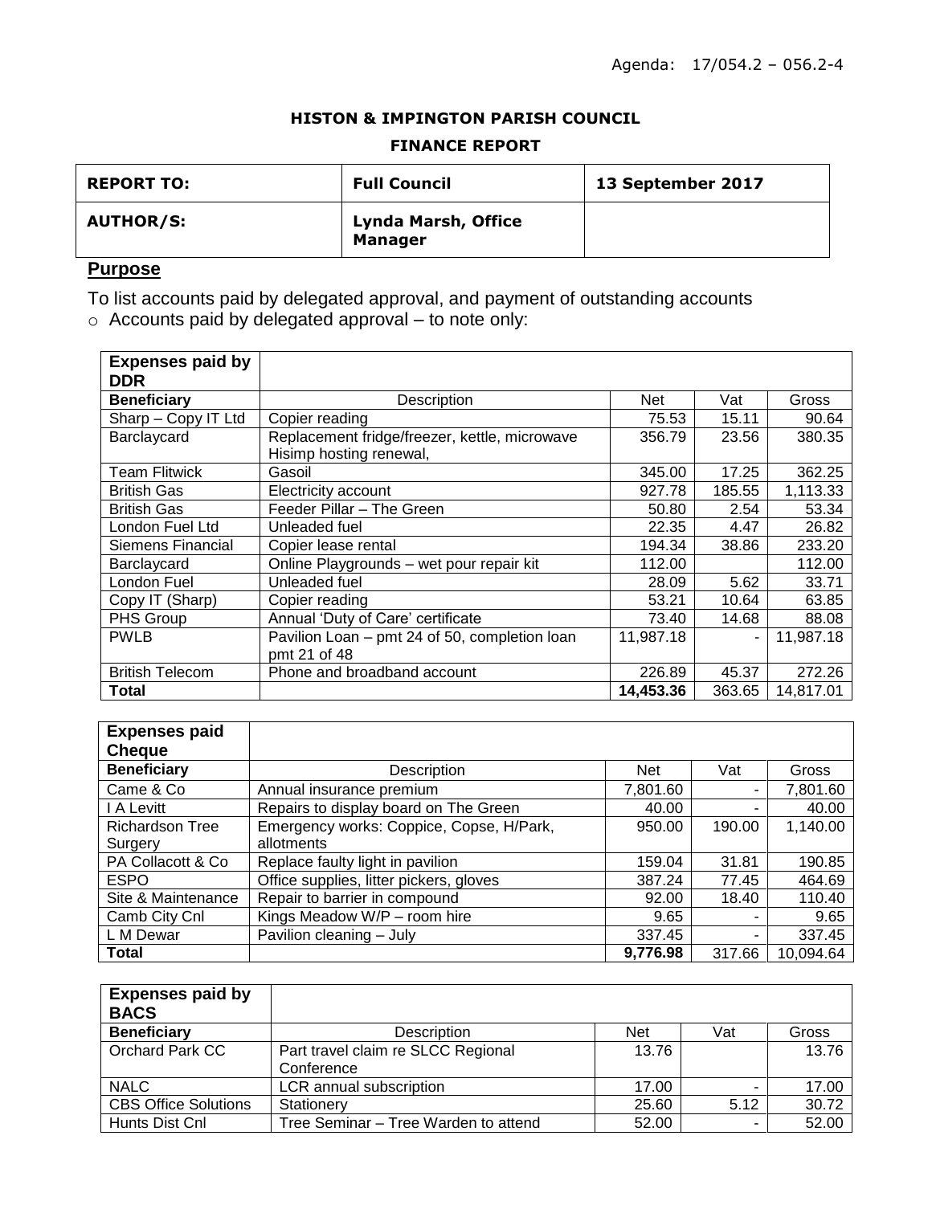Agenda: 17/054.2 – 056.2-4

**HISTON & IMPINGTON PARISH COUNCIL**

**FINANCE REPORT**

| **REPORT TO:** | **Full Council** | **13 September 2017** |
|---|---|---|
| **AUTHOR/S:** | **Lynda Marsh, Office Manager** | |

## Purpose

To list accounts paid by delegated approval, and payment of outstanding accounts

- Accounts paid by delegated approval – to note only:

| **Expenses paid by DDR** | | | | |
|---|---|---|---|---|
| **Beneficiary** | Description | Net | Vat | Gross |
| Sharp – Copy IT Ltd | Copier reading | 75.53 | 15.11 | 90.64 |
| Barclaycard | Replacement fridge/freezer, kettle, microwave Hisimp hosting renewal, | 356.79 | 23.56 | 380.35 |
| Team Flitwick | Gasoil | 345.00 | 17.25 | 362.25 |
| British Gas | Electricity account | 927.78 | 185.55 | 1,113.33 |
| British Gas | Feeder Pillar – The Green | 50.80 | 2.54 | 53.34 |
| London Fuel Ltd | Unleaded fuel | 22.35 | 4.47 | 26.82 |
| Siemens Financial | Copier lease rental | 194.34 | 38.86 | 233.20 |
| Barclaycard | Online Playgrounds – wet pour repair kit | 112.00 | | 112.00 |
| London Fuel | Unleaded fuel | 28.09 | 5.62 | 33.71 |
| Copy IT (Sharp) | Copier reading | 53.21 | 10.64 | 63.85 |
| PHS Group | Annual 'Duty of Care' certificate | 73.40 | 14.68 | 88.08 |
| PWLB | Pavilion Loan – pmt 24 of 50, completion loan pmt 21 of 48 | 11,987.18 | - | 11,987.18 |
| British Telecom | Phone and broadband account | 226.89 | 45.37 | 272.26 |
| **Total** | | **14,453.36** | 363.65 | 14,817.01 |

| **Expenses paid Cheque** | | | | |
|---|---|---|---|---|
| **Beneficiary** | Description | Net | Vat | Gross |
| Came & Co | Annual insurance premium | 7,801.60 | - | 7,801.60 |
| I A Levitt | Repairs to display board on The Green | 40.00 | - | 40.00 |
| Richardson Tree Surgery | Emergency works: Coppice, Copse, H/Park, allotments | 950.00 | 190.00 | 1,140.00 |
| PA Collacott & Co | Replace faulty light in pavilion | 159.04 | 31.81 | 190.85 |
| ESPO | Office supplies, litter pickers, gloves | 387.24 | 77.45 | 464.69 |
| Site & Maintenance | Repair to barrier in compound | 92.00 | 18.40 | 110.40 |
| Camb City Cnl | Kings Meadow W/P – room hire | 9.65 | - | 9.65 |
| L M Dewar | Pavilion cleaning – July | 337.45 | - | 337.45 |
| **Total** | | **9,776.98** | 317.66 | 10,094.64 |

| **Expenses paid by BACS** | | | | |
|---|---|---|---|---|
| **Beneficiary** | Description | Net | Vat | Gross |
| Orchard Park CC | Part travel claim re SLCC Regional Conference | 13.76 | | 13.76 |
| NALC | LCR annual subscription | 17.00 | - | 17.00 |
| CBS Office Solutions | Stationery | 25.60 | 5.12 | 30.72 |
| Hunts Dist Cnl | Tree Seminar – Tree Warden to attend | 52.00 | - | 52.00 |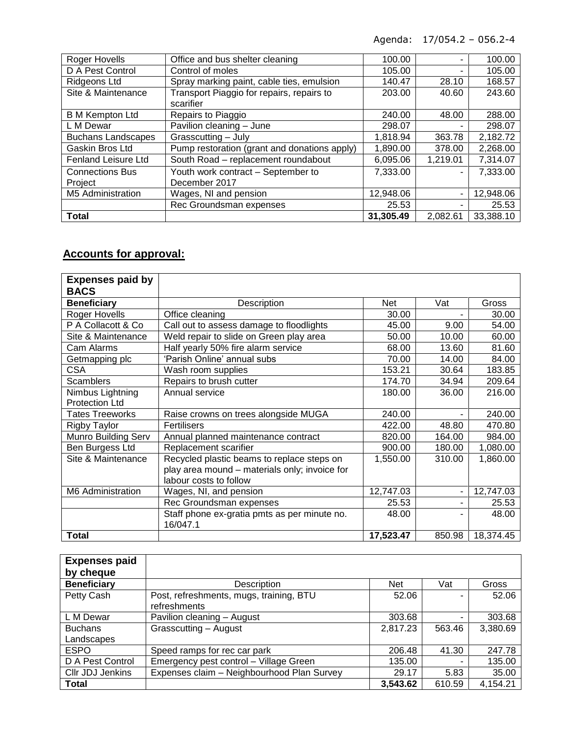Agenda: 17/054.2 – 056.2-4

| | | | | |
|---|---|---|---|---|
| Roger Hovells | Office and bus shelter cleaning | 100.00 | - | 100.00 |
| D A Pest Control | Control of moles | 105.00 | - | 105.00 |
| Ridgeons Ltd | Spray marking paint, cable ties, emulsion | 140.47 | 28.10 | 168.57 |
| Site & Maintenance | Transport Piaggio for repairs, repairs to scarifier | 203.00 | 40.60 | 243.60 |
| B M Kempton Ltd | Repairs to Piaggio | 240.00 | 48.00 | 288.00 |
| L M Dewar | Pavilion cleaning – June | 298.07 | - | 298.07 |
| Buchans Landscapes | Grasscutting – July | 1,818.94 | 363.78 | 2,182.72 |
| Gaskin Bros Ltd | Pump restoration (grant and donations apply) | 1,890.00 | 378.00 | 2,268.00 |
| Fenland Leisure Ltd | South Road – replacement roundabout | 6,095.06 | 1,219.01 | 7,314.07 |
| Connections Bus Project | Youth work contract – September to December 2017 | 7,333.00 | - | 7,333.00 |
| M5 Administration | Wages, NI and pension | 12,948.06 | - | 12,948.06 |
| | Rec Groundsman expenses | 25.53 | - | 25.53 |
| **Total** | | **31,305.49** | 2,082.61 | 33,388.10 |

## Accounts for approval:

| **Expenses paid by BACS** | | | | |
|---|---|---|---|---|
| **Beneficiary** | Description | Net | Vat | Gross |
| Roger Hovells | Office cleaning | 30.00 | - | 30.00 |
| P A Collacott & Co | Call out to assess damage to floodlights | 45.00 | 9.00 | 54.00 |
| Site & Maintenance | Weld repair to slide on Green play area | 50.00 | 10.00 | 60.00 |
| Cam Alarms | Half yearly 50% fire alarm service | 68.00 | 13.60 | 81.60 |
| Getmapping plc | 'Parish Online' annual subs | 70.00 | 14.00 | 84.00 |
| CSA | Wash room supplies | 153.21 | 30.64 | 183.85 |
| Scamblers | Repairs to brush cutter | 174.70 | 34.94 | 209.64 |
| Nimbus Lightning Protection Ltd | Annual service | 180.00 | 36.00 | 216.00 |
| Tates Treeworks | Raise crowns on trees alongside MUGA | 240.00 | - | 240.00 |
| Rigby Taylor | Fertilisers | 422.00 | 48.80 | 470.80 |
| Munro Building Serv | Annual planned maintenance contract | 820.00 | 164.00 | 984.00 |
| Ben Burgess Ltd | Replacement scarifier | 900.00 | 180.00 | 1,080.00 |
| Site & Maintenance | Recycled plastic beams to replace steps on play area mound – materials only; invoice for labour costs to follow | 1,550.00 | 310.00 | 1,860.00 |
| M6 Administration | Wages, NI, and pension | 12,747.03 | - | 12,747.03 |
| | Rec Groundsman expenses | 25.53 | - | 25.53 |
| | Staff phone ex-gratia pmts as per minute no. 16/047.1 | 48.00 | - | 48.00 |
| **Total** | | **17,523.47** | 850.98 | 18,374.45 |

| **Expenses paid by cheque** | | | | |
|---|---|---|---|---|
| **Beneficiary** | Description | Net | Vat | Gross |
| Petty Cash | Post, refreshments, mugs, training, BTU refreshments | 52.06 | - | 52.06 |
| L M Dewar | Pavilion cleaning – August | 303.68 | - | 303.68 |
| Buchans Landscapes | Grasscutting – August | 2,817.23 | 563.46 | 3,380.69 |
| ESPO | Speed ramps for rec car park | 206.48 | 41.30 | 247.78 |
| D A Pest Control | Emergency pest control – Village Green | 135.00 | - | 135.00 |
| Cllr JDJ Jenkins | Expenses claim – Neighbourhood Plan Survey | 29.17 | 5.83 | 35.00 |
| **Total** | | **3,543.62** | 610.59 | 4,154.21 |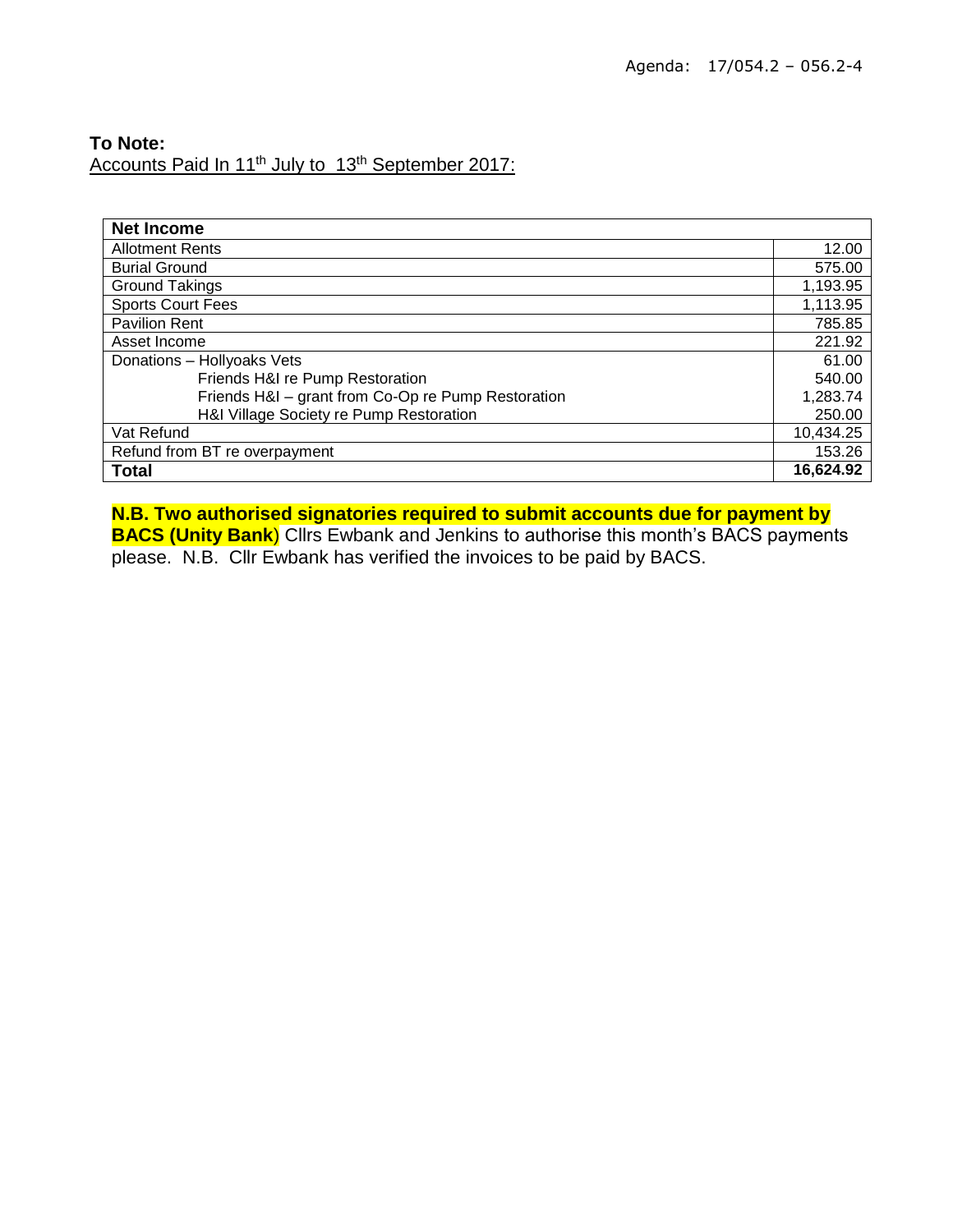Agenda: 17/054.2 – 056.2-4

**To Note:**
Accounts Paid In 11th July to 13th September 2017:

| **Net Income** | |
|---|---|
| Allotment Rents | 12.00 |
| Burial Ground | 575.00 |
| Ground Takings | 1,193.95 |
| Sports Court Fees | 1,113.95 |
| Pavilion Rent | 785.85 |
| Asset Income | 221.92 |
| Donations – Hollyoaks Vets | 61.00 |
| Friends H&I re Pump Restoration | 540.00 |
| Friends H&I – grant from Co-Op re Pump Restoration | 1,283.74 |
| H&I Village Society re Pump Restoration | 250.00 |
| Vat Refund | 10,434.25 |
| Refund from BT re overpayment | 153.26 |
| **Total** | **16,624.92** |

**N.B. Two authorised signatories required to submit accounts due for payment by BACS (Unity Bank**) Cllrs Ewbank and Jenkins to authorise this month's BACS payments please. N.B. Cllr Ewbank has verified the invoices to be paid by BACS.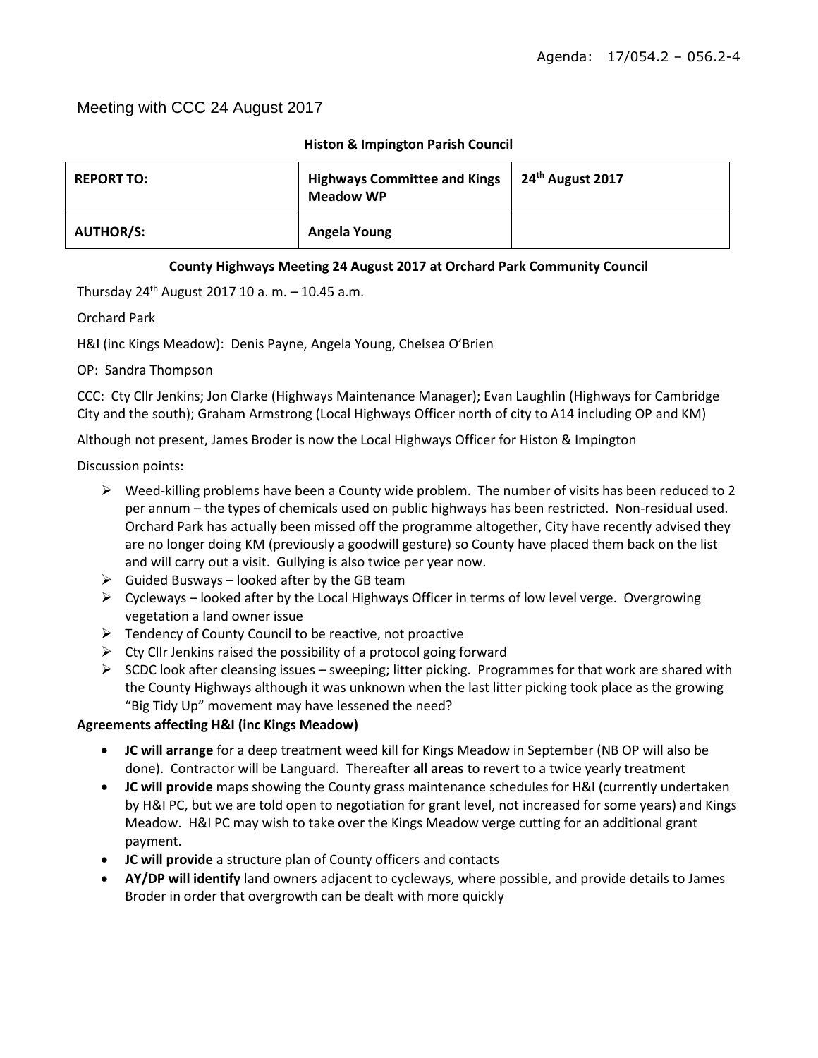Agenda: 17/054.2 – 056.2-4

# Meeting with CCC 24 August 2017

**Histon & Impington Parish Council**

| | | |
|---|---|---|
| **REPORT TO:** | **Highways Committee and Kings Meadow WP** | **24th August 2017** |
| **AUTHOR/S:** | **Angela Young** | |

**County Highways Meeting 24 August 2017 at Orchard Park Community Council**

Thursday 24th August 2017 10 a. m. – 10.45 a.m.

Orchard Park

H&I (inc Kings Meadow): Denis Payne, Angela Young, Chelsea O'Brien

OP: Sandra Thompson

CCC: Cty Cllr Jenkins; Jon Clarke (Highways Maintenance Manager); Evan Laughlin (Highways for Cambridge City and the south); Graham Armstrong (Local Highways Officer north of city to A14 including OP and KM)

Although not present, James Broder is now the Local Highways Officer for Histon & Impington

Discussion points:

- Weed-killing problems have been a County wide problem. The number of visits has been reduced to 2 per annum – the types of chemicals used on public highways has been restricted. Non-residual used. Orchard Park has actually been missed off the programme altogether, City have recently advised they are no longer doing KM (previously a goodwill gesture) so County have placed them back on the list and will carry out a visit. Gullying is also twice per year now.
- Guided Busways – looked after by the GB team
- Cycleways – looked after by the Local Highways Officer in terms of low level verge. Overgrowing vegetation a land owner issue
- Tendency of County Council to be reactive, not proactive
- Cty Cllr Jenkins raised the possibility of a protocol going forward
- SCDC look after cleansing issues – sweeping; litter picking. Programmes for that work are shared with the County Highways although it was unknown when the last litter picking took place as the growing "Big Tidy Up" movement may have lessened the need?

**Agreements affecting H&I (inc Kings Meadow)**

- **JC will arrange** for a deep treatment weed kill for Kings Meadow in September (NB OP will also be done). Contractor will be Languard. Thereafter **all areas** to revert to a twice yearly treatment
- **JC will provide** maps showing the County grass maintenance schedules for H&I (currently undertaken by H&I PC, but we are told open to negotiation for grant level, not increased for some years) and Kings Meadow. H&I PC may wish to take over the Kings Meadow verge cutting for an additional grant payment.
- **JC will provide** a structure plan of County officers and contacts
- **AY/DP will identify** land owners adjacent to cycleways, where possible, and provide details to James Broder in order that overgrowth can be dealt with more quickly